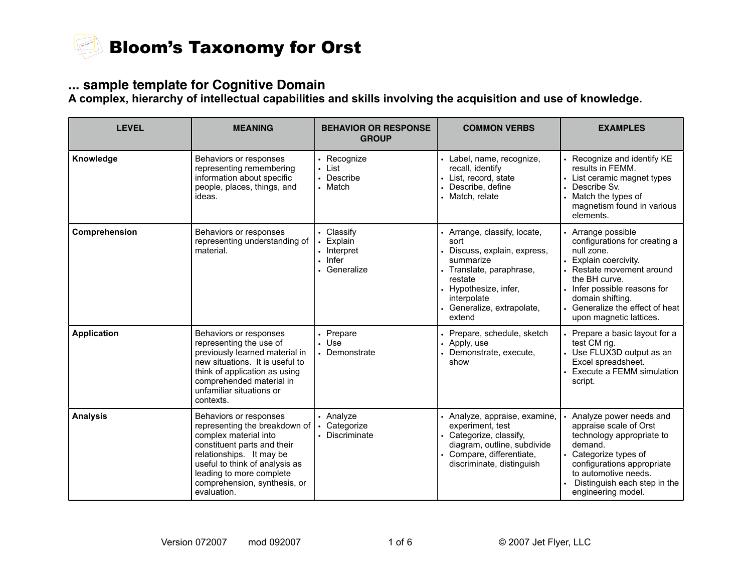# Bloom's Taxonomy for Orst

## ... sample template for Cognitive Domain

**A complex, hierarchy of intellectual capabilities and skills involving the acquisition and use of knowledge.**

| LEVEL | MEANING | BEHAVIOR OR RESPONSE GROUP | COMMON VERBS | EXAMPLES |
|---|---|---|---|---|
| **Knowledge** | Behaviors or responses representing remembering information about specific people, places, things, and ideas. | • Recognize<br>• List<br>• Describe<br>• Match | • Label, name, recognize, recall, identify<br>• List, record, state<br>• Describe, define<br>• Match, relate | • Recognize and identify KE results in FEMM.<br>• List ceramic magnet types<br>• Describe Sv.<br>• Match the types of magnetism found in various elements. |
| **Comprehension** | Behaviors or responses representing understanding of material. | • Classify<br>• Explain<br>• Interpret<br>• Infer<br>• Generalize | • Arrange, classify, locate, sort<br>• Discuss, explain, express, summarize<br>• Translate, paraphrase, restate<br>• Hypothesize, infer, interpolate<br>• Generalize, extrapolate, extend | • Arrange possible configurations for creating a null zone.<br>• Explain coercivity.<br>• Restate movement around the BH curve.<br>• Infer possible reasons for domain shifting.<br>• Generalize the effect of heat upon magnetic lattices. |
| **Application** | Behaviors or responses representing the use of previously learned material in new situations. It is useful to think of application as using comprehended material in unfamiliar situations or contexts. | • Prepare<br>• Use<br>• Demonstrate | • Prepare, schedule, sketch<br>• Apply, use<br>• Demonstrate, execute, show | • Prepare a basic layout for a test CM rig.<br>• Use FLUX3D output as an Excel spreadsheet.<br>• Execute a FEMM simulation script. |
| **Analysis** | Behaviors or responses representing the breakdown of complex material into constituent parts and their relationships. It may be useful to think of analysis as leading to more complete comprehension, synthesis, or evaluation. | • Analyze<br>• Categorize<br>• Discriminate | • Analyze, appraise, examine, experiment, test<br>• Categorize, classify, diagram, outline, subdivide<br>• Compare, differentiate, discriminate, distinguish | • Analyze power needs and appraise scale of Orst technology appropriate to demand.<br>• Categorize types of configurations appropriate to automotive needs.<br>• Distinguish each step in the engineering model. |

Version 072007 mod 092007 © 2007 Jet Flyer, LLC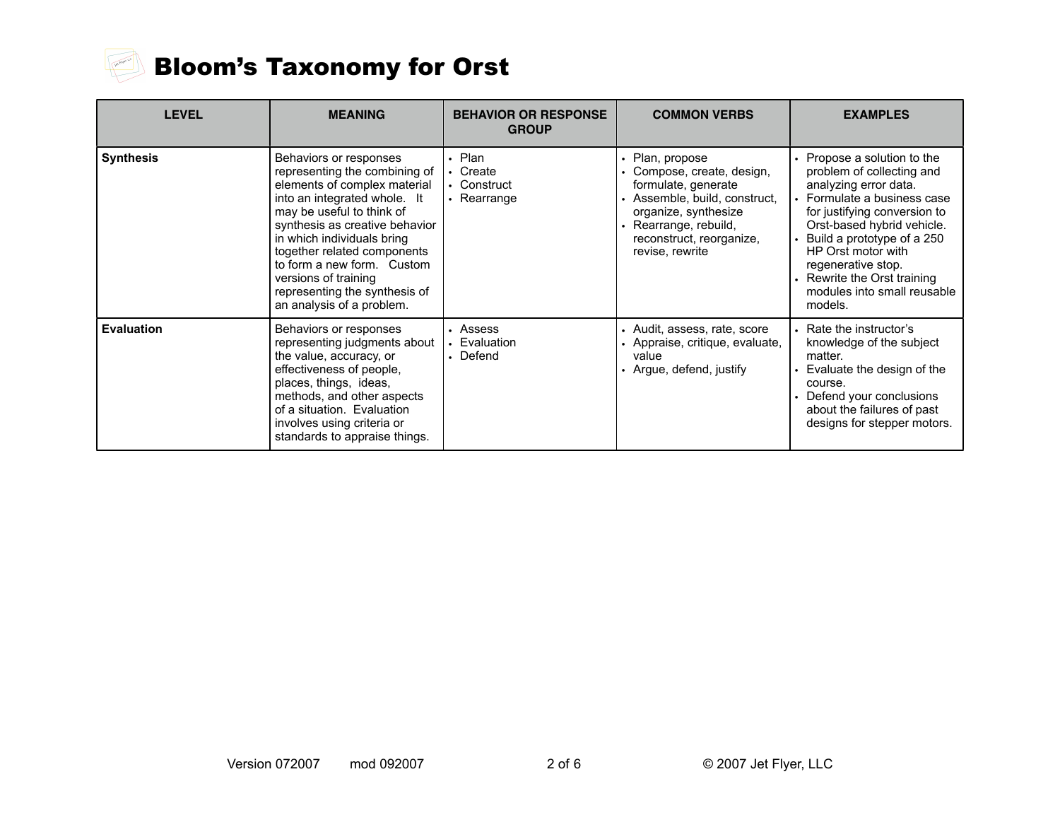# Bloom's Taxonomy for Orst

| LEVEL | MEANING | BEHAVIOR OR RESPONSE GROUP | COMMON VERBS | EXAMPLES |
|---|---|---|---|---|
| **Synthesis** | Behaviors or responses representing the combining of elements of complex material into an integrated whole. It may be useful to think of synthesis as creative behavior in which individuals bring together related components to form a new form. Custom versions of training representing the synthesis of an analysis of a problem. | • Plan<br>• Create<br>• Construct<br>• Rearrange | • Plan, propose<br>• Compose, create, design, formulate, generate<br>• Assemble, build, construct, organize, synthesize<br>• Rearrange, rebuild, reconstruct, reorganize, revise, rewrite | • Propose a solution to the problem of collecting and analyzing error data.<br>• Formulate a business case for justifying conversion to Orst-based hybrid vehicle.<br>• Build a prototype of a 250 HP Orst motor with regenerative stop.<br>• Rewrite the Orst training modules into small reusable models. |
| **Evaluation** | Behaviors or responses representing judgments about the value, accuracy, or effectiveness of people, places, things, ideas, methods, and other aspects of a situation. Evaluation involves using criteria or standards to appraise things. | • Assess<br>• Evaluation<br>• Defend | • Audit, assess, rate, score<br>• Appraise, critique, evaluate, value<br>• Argue, defend, justify | • Rate the instructor's knowledge of the subject matter.<br>• Evaluate the design of the course.<br>• Defend your conclusions about the failures of past designs for stepper motors. |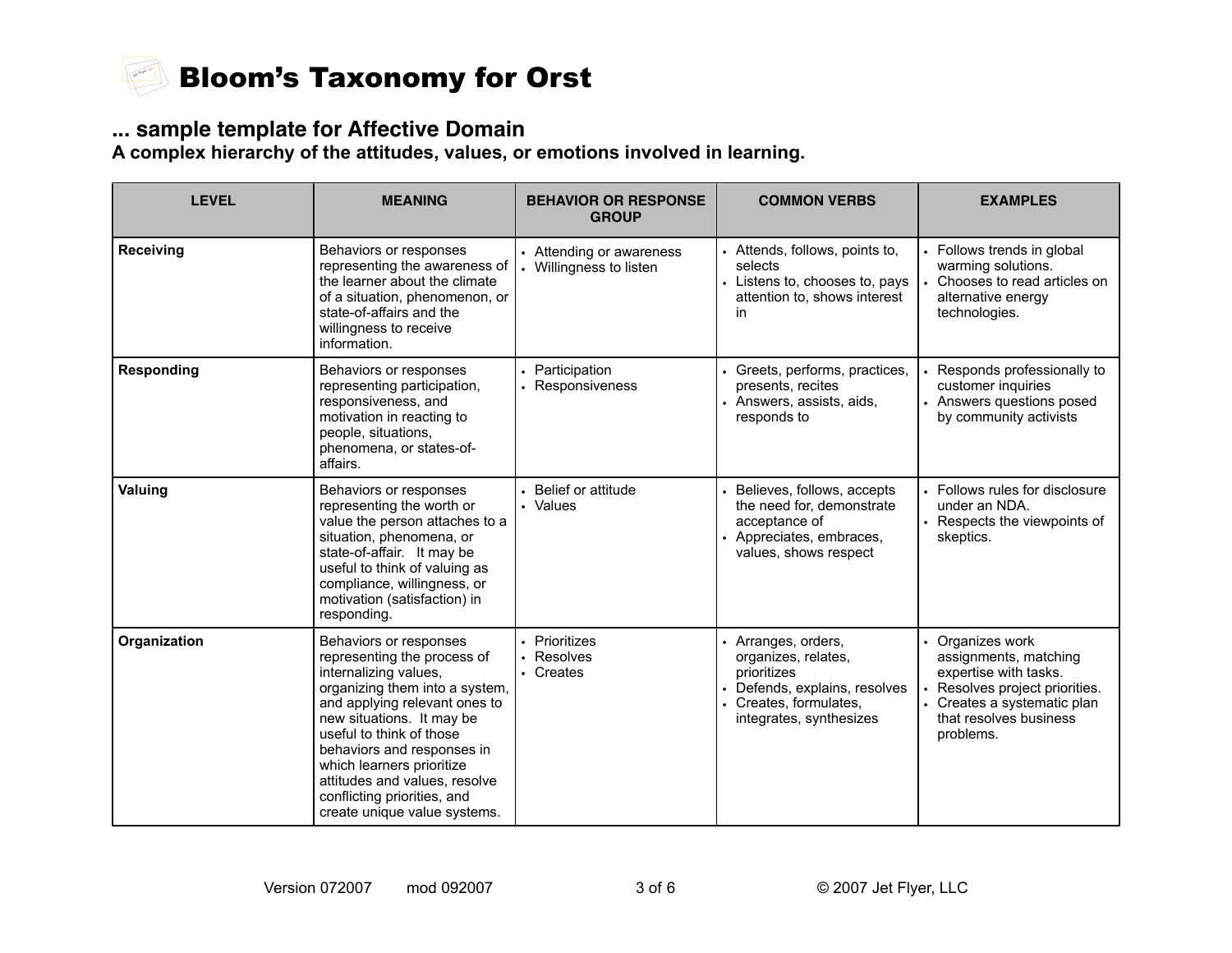# Bloom's Taxonomy for Orst

## ... sample template for Affective Domain

**A complex hierarchy of the attitudes, values, or emotions involved in learning.**

| LEVEL | MEANING | BEHAVIOR OR RESPONSE GROUP | COMMON VERBS | EXAMPLES |
|---|---|---|---|---|
| **Receiving** | Behaviors or responses representing the awareness of the learner about the climate of a situation, phenomenon, or state-of-affairs and the willingness to receive information. | • Attending or awareness<br>• Willingness to listen | • Attends, follows, points to, selects<br>• Listens to, chooses to, pays attention to, shows interest in | • Follows trends in global warming solutions.<br>• Chooses to read articles on alternative energy technologies. |
| **Responding** | Behaviors or responses representing participation, responsiveness, and motivation in reacting to people, situations, phenomena, or states-of-affairs. | • Participation<br>• Responsiveness | • Greets, performs, practices, presents, recites<br>• Answers, assists, aids, responds to | • Responds professionally to customer inquiries<br>• Answers questions posed by community activists |
| **Valuing** | Behaviors or responses representing the worth or value the person attaches to a situation, phenomena, or state-of-affair. It may be useful to think of valuing as compliance, willingness, or motivation (satisfaction) in responding. | • Belief or attitude<br>• Values | • Believes, follows, accepts the need for, demonstrate acceptance of<br>• Appreciates, embraces, values, shows respect | • Follows rules for disclosure under an NDA.<br>• Respects the viewpoints of skeptics. |
| **Organization** | Behaviors or responses representing the process of internalizing values, organizing them into a system, and applying relevant ones to new situations. It may be useful to think of those behaviors and responses in which learners prioritize attitudes and values, resolve conflicting priorities, and create unique value systems. | • Prioritizes<br>• Resolves<br>• Creates | • Arranges, orders, organizes, relates, prioritizes<br>• Defends, explains, resolves<br>• Creates, formulates, integrates, synthesizes | • Organizes work assignments, matching expertise with tasks.<br>• Resolves project priorities.<br>• Creates a systematic plan that resolves business problems. |

Version 072007 mod 092007 © 2007 Jet Flyer, LLC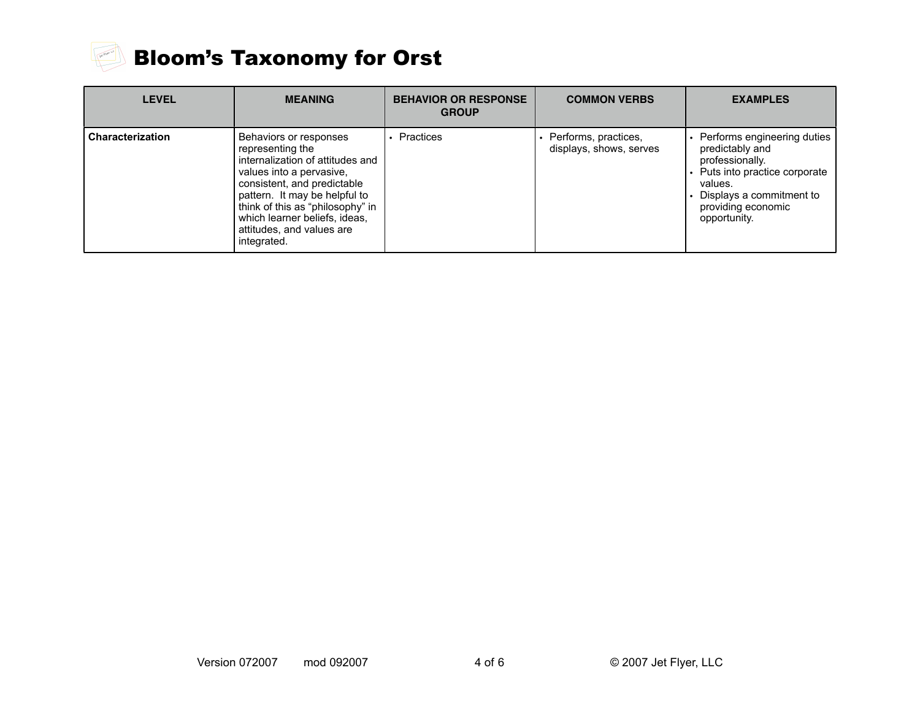# Bloom's Taxonomy for Orst

| LEVEL | MEANING | BEHAVIOR OR RESPONSE GROUP | COMMON VERBS | EXAMPLES |
|---|---|---|---|---|
| **Characterization** | Behaviors or responses representing the internalization of attitudes and values into a pervasive, consistent, and predictable pattern. It may be helpful to think of this as "philosophy" in which learner beliefs, ideas, attitudes, and values are integrated. | • Practices | • Performs, practices, displays, shows, serves | • Performs engineering duties predictably and professionally. • Puts into practice corporate values. • Displays a commitment to providing economic opportunity. |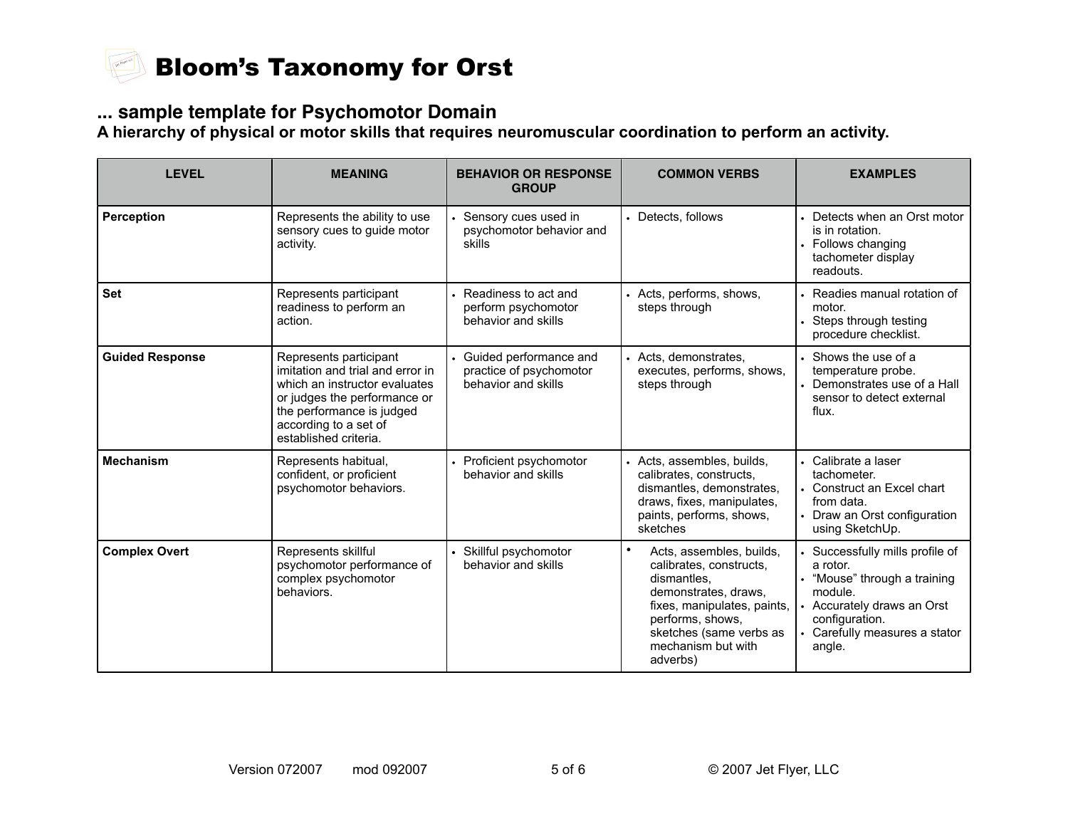# Bloom's Taxonomy for Orst

## ... sample template for Psychomotor Domain

**A hierarchy of physical or motor skills that requires neuromuscular coordination to perform an activity.**

| LEVEL | MEANING | BEHAVIOR OR RESPONSE GROUP | COMMON VERBS | EXAMPLES |
|---|---|---|---|---|
| **Perception** | Represents the ability to use sensory cues to guide motor activity. | • Sensory cues used in psychomotor behavior and skills | • Detects, follows | • Detects when an Orst motor is in rotation.<br>• Follows changing tachometer display readouts. |
| **Set** | Represents participant readiness to perform an action. | • Readiness to act and perform psychomotor behavior and skills | • Acts, performs, shows, steps through | • Readies manual rotation of motor.<br>• Steps through testing procedure checklist. |
| **Guided Response** | Represents participant imitation and trial and error in which an instructor evaluates or judges the performance or the performance is judged according to a set of established criteria. | • Guided performance and practice of psychomotor behavior and skills | • Acts, demonstrates, executes, performs, shows, steps through | • Shows the use of a temperature probe.<br>• Demonstrates use of a Hall sensor to detect external flux. |
| **Mechanism** | Represents habitual, confident, or proficient psychomotor behaviors. | • Proficient psychomotor behavior and skills | • Acts, assembles, builds, calibrates, constructs, dismantles, demonstrates, draws, fixes, manipulates, paints, performs, shows, sketches | • Calibrate a laser tachometer.<br>• Construct an Excel chart from data.<br>• Draw an Orst configuration using SketchUp. |
| **Complex Overt** | Represents skillful psychomotor performance of complex psychomotor behaviors. | • Skillful psychomotor behavior and skills | • Acts, assembles, builds, calibrates, constructs, dismantles, demonstrates, draws, fixes, manipulates, paints, performs, shows, sketches (same verbs as mechanism but with adverbs) | • Successfully mills profile of a rotor.<br>• "Mouse" through a training module.<br>• Accurately draws an Orst configuration.<br>• Carefully measures a stator angle. |

Version 072007 mod 092007 © 2007 Jet Flyer, LLC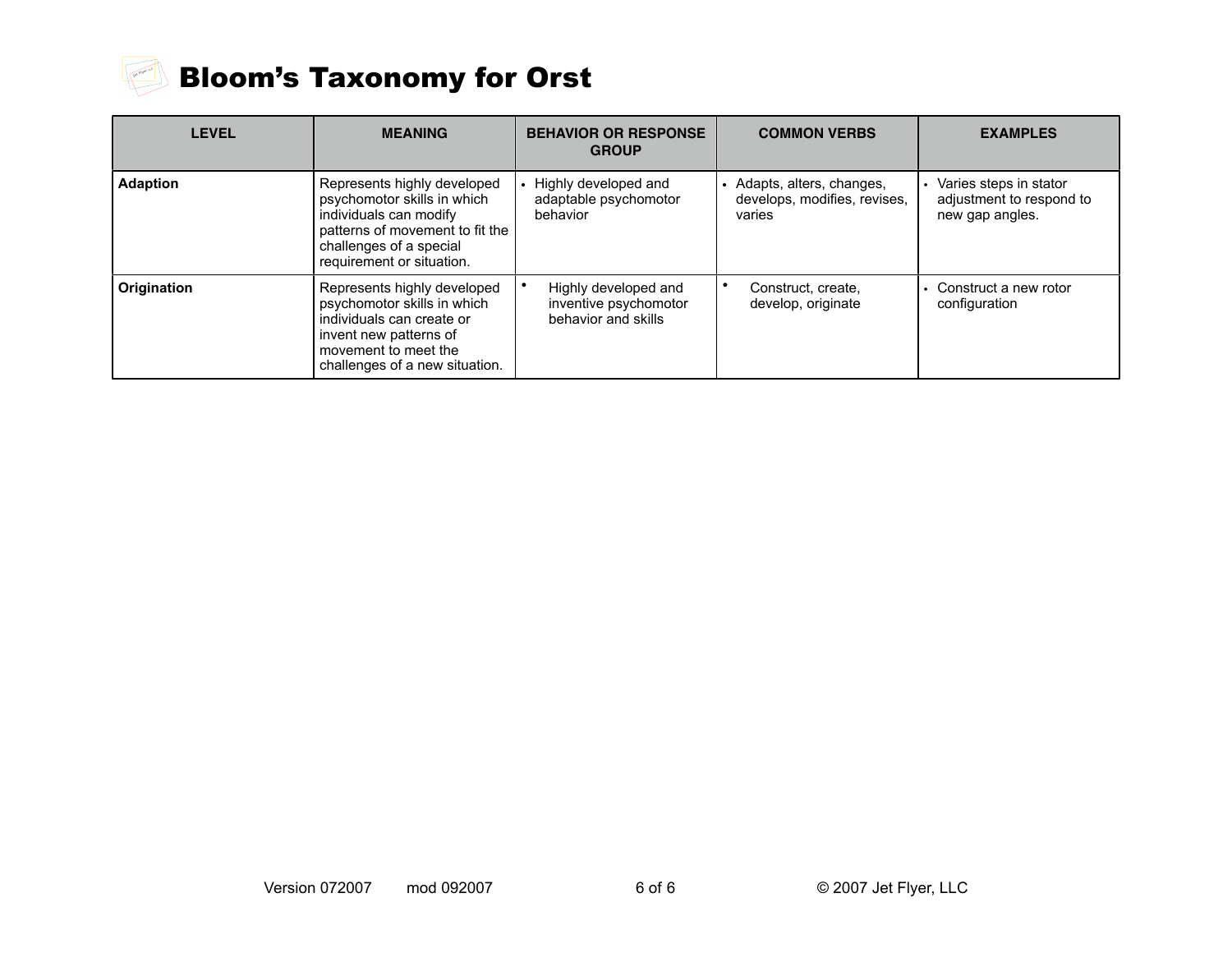# Bloom’s Taxonomy for Orst

| LEVEL | MEANING | BEHAVIOR OR RESPONSE GROUP | COMMON VERBS | EXAMPLES |
|---|---|---|---|---|
| **Adaption** | Represents highly developed psychomotor skills in which individuals can modify patterns of movement to fit the challenges of a special requirement or situation. | • Highly developed and adaptable psychomotor behavior | • Adapts, alters, changes, develops, modifies, revises, varies | • Varies steps in stator adjustment to respond to new gap angles. |
| **Origination** | Represents highly developed psychomotor skills in which individuals can create or invent new patterns of movement to meet the challenges of a new situation. | • Highly developed and inventive psychomotor behavior and skills | • Construct, create, develop, originate | • Construct a new rotor configuration |

Version 072007 mod 092007 © 2007 Jet Flyer, LLC